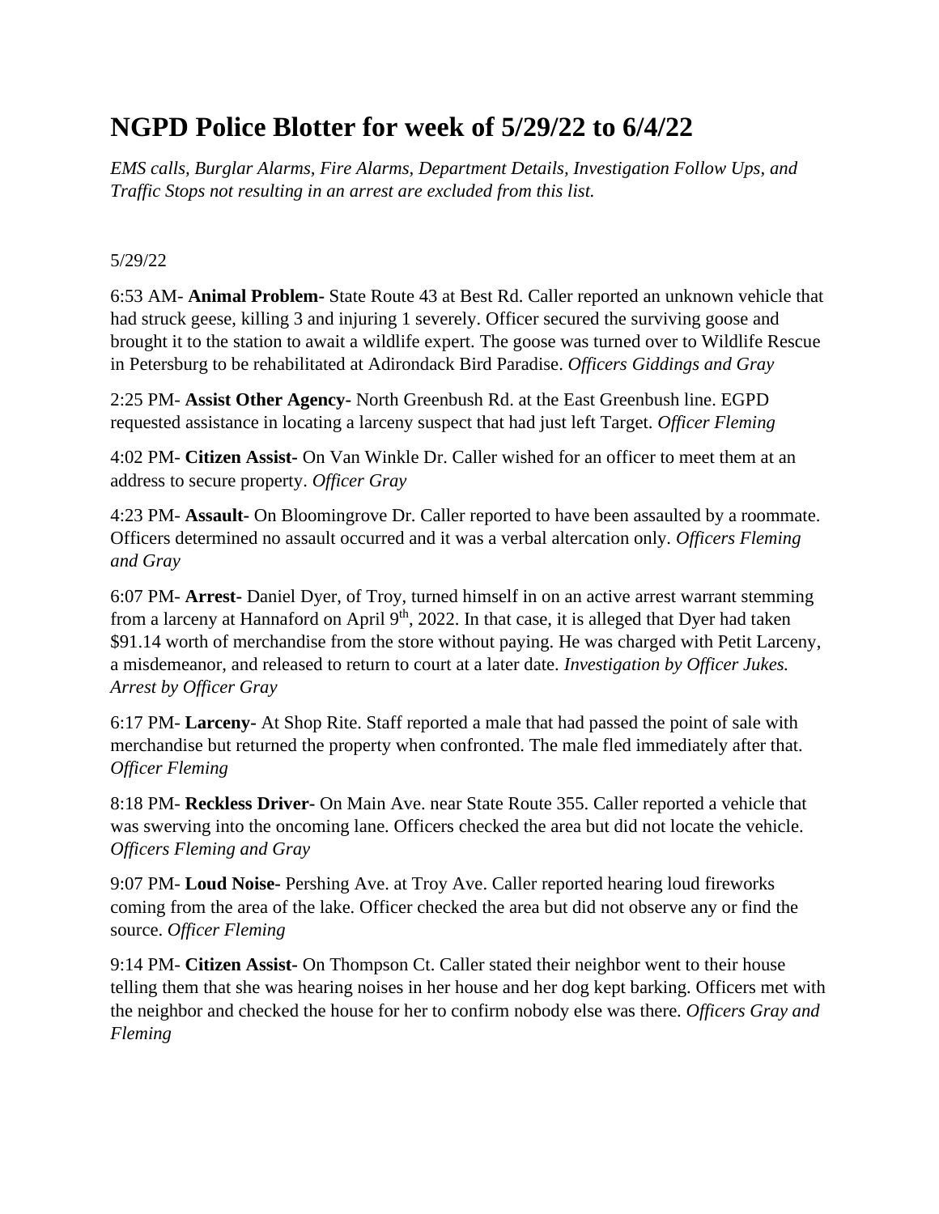# NGPD Police Blotter for week of 5/29/22 to 6/4/22

*EMS calls, Burglar Alarms, Fire Alarms, Department Details, Investigation Follow Ups, and Traffic Stops not resulting in an arrest are excluded from this list.*

5/29/22

6:53 AM- **Animal Problem-** State Route 43 at Best Rd. Caller reported an unknown vehicle that had struck geese, killing 3 and injuring 1 severely. Officer secured the surviving goose and brought it to the station to await a wildlife expert. The goose was turned over to Wildlife Rescue in Petersburg to be rehabilitated at Adirondack Bird Paradise. *Officers Giddings and Gray*

2:25 PM- **Assist Other Agency-** North Greenbush Rd. at the East Greenbush line. EGPD requested assistance in locating a larceny suspect that had just left Target. *Officer Fleming*

4:02 PM- **Citizen Assist-** On Van Winkle Dr. Caller wished for an officer to meet them at an address to secure property. *Officer Gray*

4:23 PM- **Assault-** On Bloomingrove Dr. Caller reported to have been assaulted by a roommate. Officers determined no assault occurred and it was a verbal altercation only. *Officers Fleming and Gray*

6:07 PM- **Arrest-** Daniel Dyer, of Troy, turned himself in on an active arrest warrant stemming from a larceny at Hannaford on April 9th, 2022. In that case, it is alleged that Dyer had taken $91.14 worth of merchandise from the store without paying. He was charged with Petit Larceny, a misdemeanor, and released to return to court at a later date. *Investigation by Officer Jukes. Arrest by Officer Gray*

6:17 PM- **Larceny-** At Shop Rite. Staff reported a male that had passed the point of sale with merchandise but returned the property when confronted. The male fled immediately after that. *Officer Fleming*

8:18 PM- **Reckless Driver-** On Main Ave. near State Route 355. Caller reported a vehicle that was swerving into the oncoming lane. Officers checked the area but did not locate the vehicle. *Officers Fleming and Gray*

9:07 PM- **Loud Noise-** Pershing Ave. at Troy Ave. Caller reported hearing loud fireworks coming from the area of the lake. Officer checked the area but did not observe any or find the source. *Officer Fleming*

9:14 PM- **Citizen Assist-** On Thompson Ct. Caller stated their neighbor went to their house telling them that she was hearing noises in her house and her dog kept barking. Officers met with the neighbor and checked the house for her to confirm nobody else was there. *Officers Gray and Fleming*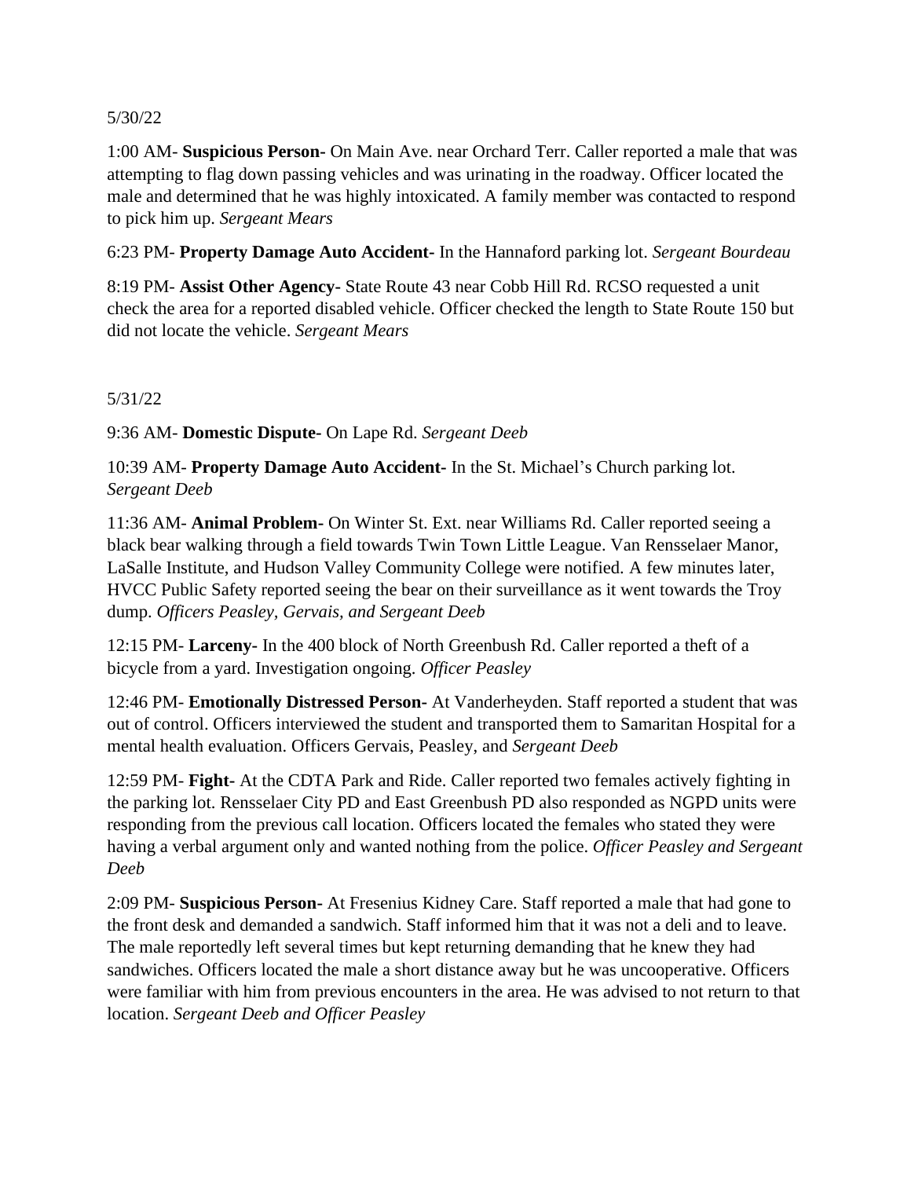5/30/22

1:00 AM- **Suspicious Person-** On Main Ave. near Orchard Terr. Caller reported a male that was attempting to flag down passing vehicles and was urinating in the roadway. Officer located the male and determined that he was highly intoxicated. A family member was contacted to respond to pick him up. *Sergeant Mears*

6:23 PM- **Property Damage Auto Accident-** In the Hannaford parking lot. *Sergeant Bourdeau*

8:19 PM- **Assist Other Agency-** State Route 43 near Cobb Hill Rd. RCSO requested a unit check the area for a reported disabled vehicle. Officer checked the length to State Route 150 but did not locate the vehicle. *Sergeant Mears*

5/31/22

9:36 AM- **Domestic Dispute-** On Lape Rd. *Sergeant Deeb*

10:39 AM- **Property Damage Auto Accident-** In the St. Michael's Church parking lot. *Sergeant Deeb*

11:36 AM- **Animal Problem-** On Winter St. Ext. near Williams Rd. Caller reported seeing a black bear walking through a field towards Twin Town Little League. Van Rensselaer Manor, LaSalle Institute, and Hudson Valley Community College were notified. A few minutes later, HVCC Public Safety reported seeing the bear on their surveillance as it went towards the Troy dump. *Officers Peasley, Gervais, and Sergeant Deeb*

12:15 PM- **Larceny-** In the 400 block of North Greenbush Rd. Caller reported a theft of a bicycle from a yard. Investigation ongoing. *Officer Peasley*

12:46 PM- **Emotionally Distressed Person-** At Vanderheyden. Staff reported a student that was out of control. Officers interviewed the student and transported them to Samaritan Hospital for a mental health evaluation. Officers Gervais, Peasley, and *Sergeant Deeb*

12:59 PM- **Fight-** At the CDTA Park and Ride. Caller reported two females actively fighting in the parking lot. Rensselaer City PD and East Greenbush PD also responded as NGPD units were responding from the previous call location. Officers located the females who stated they were having a verbal argument only and wanted nothing from the police. *Officer Peasley and Sergeant Deeb*

2:09 PM- **Suspicious Person-** At Fresenius Kidney Care. Staff reported a male that had gone to the front desk and demanded a sandwich. Staff informed him that it was not a deli and to leave. The male reportedly left several times but kept returning demanding that he knew they had sandwiches. Officers located the male a short distance away but he was uncooperative. Officers were familiar with him from previous encounters in the area. He was advised to not return to that location. *Sergeant Deeb and Officer Peasley*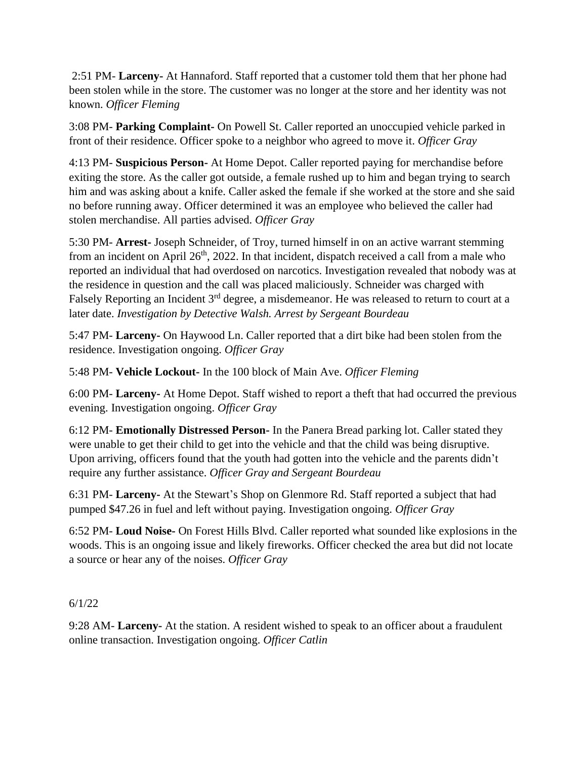2:51 PM- **Larceny-** At Hannaford. Staff reported that a customer told them that her phone had been stolen while in the store. The customer was no longer at the store and her identity was not known. *Officer Fleming*

3:08 PM- **Parking Complaint-** On Powell St. Caller reported an unoccupied vehicle parked in front of their residence. Officer spoke to a neighbor who agreed to move it. *Officer Gray*

4:13 PM- **Suspicious Person-** At Home Depot. Caller reported paying for merchandise before exiting the store. As the caller got outside, a female rushed up to him and began trying to search him and was asking about a knife. Caller asked the female if she worked at the store and she said no before running away. Officer determined it was an employee who believed the caller had stolen merchandise. All parties advised. *Officer Gray*

5:30 PM- **Arrest-** Joseph Schneider, of Troy, turned himself in on an active warrant stemming from an incident on April 26th, 2022. In that incident, dispatch received a call from a male who reported an individual that had overdosed on narcotics. Investigation revealed that nobody was at the residence in question and the call was placed maliciously. Schneider was charged with Falsely Reporting an Incident 3rd degree, a misdemeanor. He was released to return to court at a later date. *Investigation by Detective Walsh. Arrest by Sergeant Bourdeau*

5:47 PM- **Larceny-** On Haywood Ln. Caller reported that a dirt bike had been stolen from the residence. Investigation ongoing. *Officer Gray*

5:48 PM- **Vehicle Lockout-** In the 100 block of Main Ave. *Officer Fleming*

6:00 PM- **Larceny-** At Home Depot. Staff wished to report a theft that had occurred the previous evening. Investigation ongoing. *Officer Gray*

6:12 PM- **Emotionally Distressed Person-** In the Panera Bread parking lot. Caller stated they were unable to get their child to get into the vehicle and that the child was being disruptive. Upon arriving, officers found that the youth had gotten into the vehicle and the parents didn't require any further assistance. *Officer Gray and Sergeant Bourdeau*

6:31 PM- **Larceny-** At the Stewart's Shop on Glenmore Rd. Staff reported a subject that had pumped $47.26 in fuel and left without paying. Investigation ongoing. *Officer Gray*

6:52 PM- **Loud Noise-** On Forest Hills Blvd. Caller reported what sounded like explosions in the woods. This is an ongoing issue and likely fireworks. Officer checked the area but did not locate a source or hear any of the noises. *Officer Gray*

6/1/22

9:28 AM- **Larceny-** At the station. A resident wished to speak to an officer about a fraudulent online transaction. Investigation ongoing. *Officer Catlin*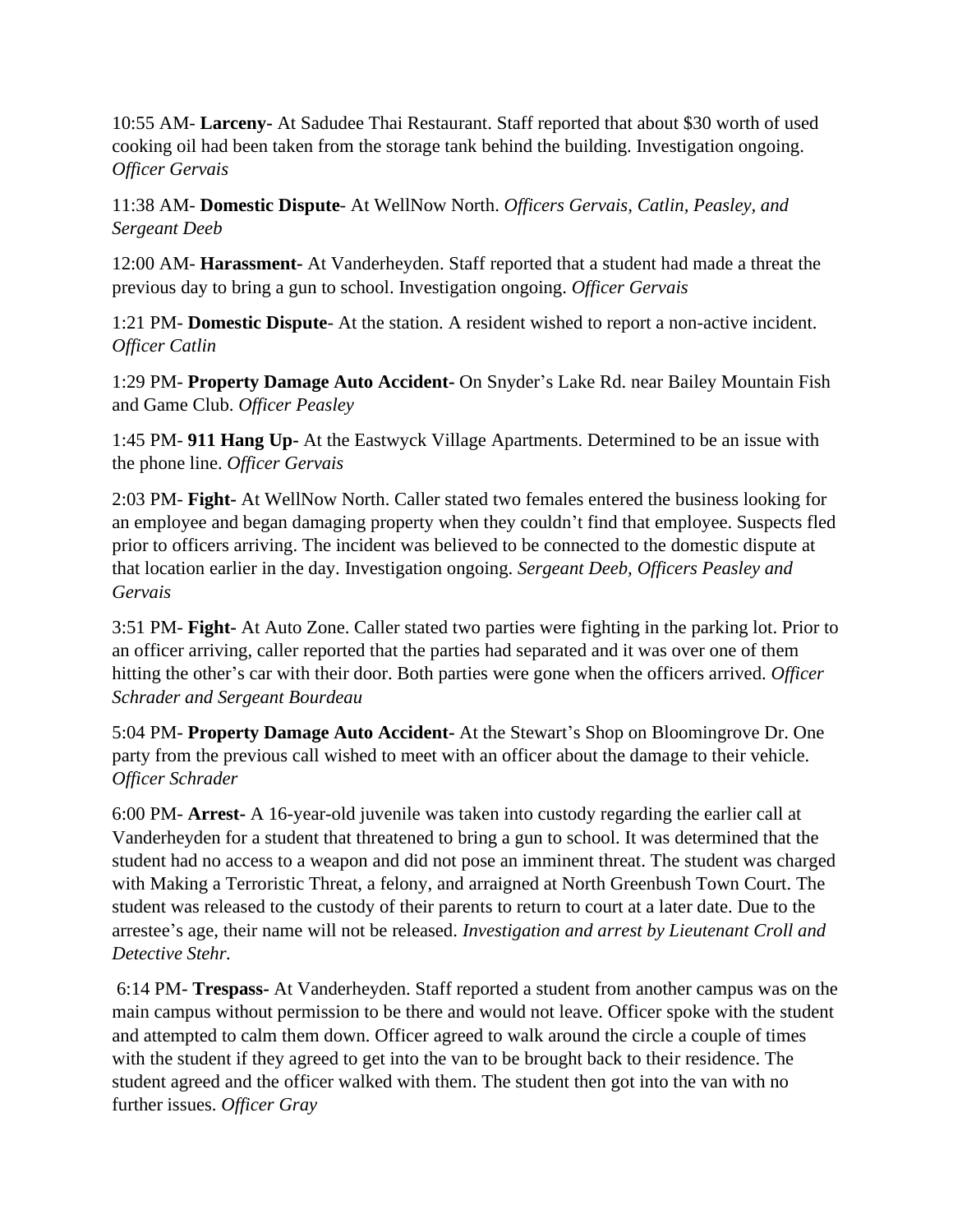10:55 AM- **Larceny-** At Sadudee Thai Restaurant. Staff reported that about $30 worth of used cooking oil had been taken from the storage tank behind the building. Investigation ongoing. *Officer Gervais*

11:38 AM- **Domestic Dispute**- At WellNow North. *Officers Gervais, Catlin, Peasley, and Sergeant Deeb*

12:00 AM- **Harassment-** At Vanderheyden. Staff reported that a student had made a threat the previous day to bring a gun to school. Investigation ongoing. *Officer Gervais*

1:21 PM- **Domestic Dispute**- At the station. A resident wished to report a non-active incident. *Officer Catlin*

1:29 PM- **Property Damage Auto Accident-** On Snyder's Lake Rd. near Bailey Mountain Fish and Game Club. *Officer Peasley*

1:45 PM- **911 Hang Up-** At the Eastwyck Village Apartments. Determined to be an issue with the phone line. *Officer Gervais*

2:03 PM- **Fight-** At WellNow North. Caller stated two females entered the business looking for an employee and began damaging property when they couldn't find that employee. Suspects fled prior to officers arriving. The incident was believed to be connected to the domestic dispute at that location earlier in the day. Investigation ongoing. *Sergeant Deeb, Officers Peasley and Gervais*

3:51 PM- **Fight-** At Auto Zone. Caller stated two parties were fighting in the parking lot. Prior to an officer arriving, caller reported that the parties had separated and it was over one of them hitting the other's car with their door. Both parties were gone when the officers arrived. *Officer Schrader and Sergeant Bourdeau*

5:04 PM- **Property Damage Auto Accident-** At the Stewart's Shop on Bloomingrove Dr. One party from the previous call wished to meet with an officer about the damage to their vehicle. *Officer Schrader*

6:00 PM- **Arrest-** A 16-year-old juvenile was taken into custody regarding the earlier call at Vanderheyden for a student that threatened to bring a gun to school. It was determined that the student had no access to a weapon and did not pose an imminent threat. The student was charged with Making a Terroristic Threat, a felony, and arraigned at North Greenbush Town Court. The student was released to the custody of their parents to return to court at a later date. Due to the arrestee's age, their name will not be released. *Investigation and arrest by Lieutenant Croll and Detective Stehr.*

6:14 PM- **Trespass-** At Vanderheyden. Staff reported a student from another campus was on the main campus without permission to be there and would not leave. Officer spoke with the student and attempted to calm them down. Officer agreed to walk around the circle a couple of times with the student if they agreed to get into the van to be brought back to their residence. The student agreed and the officer walked with them. The student then got into the van with no further issues. *Officer Gray*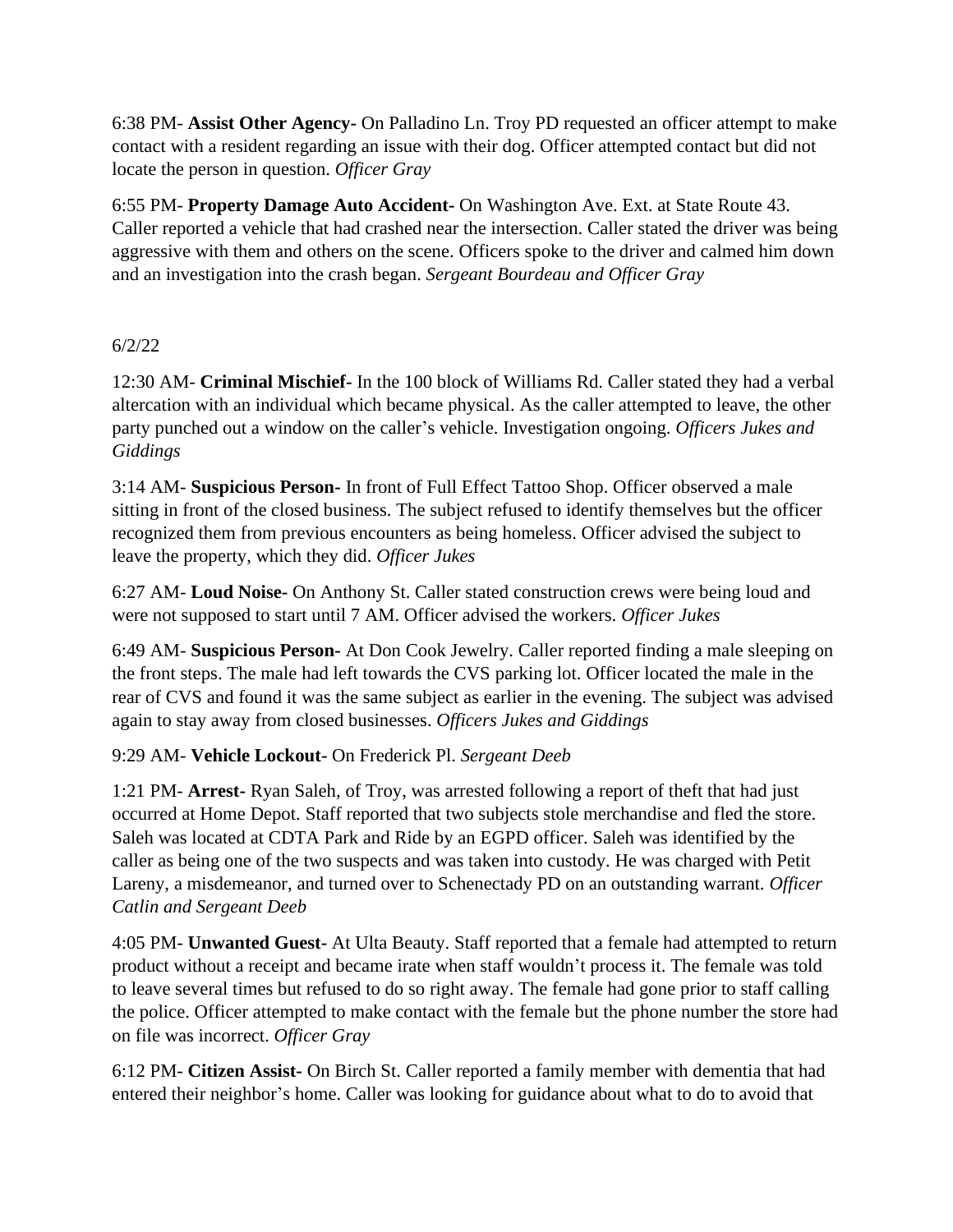6:38 PM- **Assist Other Agency-** On Palladino Ln. Troy PD requested an officer attempt to make contact with a resident regarding an issue with their dog. Officer attempted contact but did not locate the person in question. *Officer Gray*

6:55 PM- **Property Damage Auto Accident-** On Washington Ave. Ext. at State Route 43. Caller reported a vehicle that had crashed near the intersection. Caller stated the driver was being aggressive with them and others on the scene. Officers spoke to the driver and calmed him down and an investigation into the crash began. *Sergeant Bourdeau and Officer Gray*

6/2/22

12:30 AM- **Criminal Mischief-** In the 100 block of Williams Rd. Caller stated they had a verbal altercation with an individual which became physical. As the caller attempted to leave, the other party punched out a window on the caller's vehicle. Investigation ongoing. *Officers Jukes and Giddings*

3:14 AM- **Suspicious Person-** In front of Full Effect Tattoo Shop. Officer observed a male sitting in front of the closed business. The subject refused to identify themselves but the officer recognized them from previous encounters as being homeless. Officer advised the subject to leave the property, which they did. *Officer Jukes*

6:27 AM- **Loud Noise-** On Anthony St. Caller stated construction crews were being loud and were not supposed to start until 7 AM. Officer advised the workers. *Officer Jukes*

6:49 AM- **Suspicious Person-** At Don Cook Jewelry. Caller reported finding a male sleeping on the front steps. The male had left towards the CVS parking lot. Officer located the male in the rear of CVS and found it was the same subject as earlier in the evening. The subject was advised again to stay away from closed businesses. *Officers Jukes and Giddings*

9:29 AM- **Vehicle Lockout-** On Frederick Pl. *Sergeant Deeb*

1:21 PM- **Arrest-** Ryan Saleh, of Troy, was arrested following a report of theft that had just occurred at Home Depot. Staff reported that two subjects stole merchandise and fled the store. Saleh was located at CDTA Park and Ride by an EGPD officer. Saleh was identified by the caller as being one of the two suspects and was taken into custody. He was charged with Petit Lareny, a misdemeanor, and turned over to Schenectady PD on an outstanding warrant. *Officer Catlin and Sergeant Deeb*

4:05 PM- **Unwanted Guest**- At Ulta Beauty. Staff reported that a female had attempted to return product without a receipt and became irate when staff wouldn't process it. The female was told to leave several times but refused to do so right away. The female had gone prior to staff calling the police. Officer attempted to make contact with the female but the phone number the store had on file was incorrect. *Officer Gray*

6:12 PM- **Citizen Assist-** On Birch St. Caller reported a family member with dementia that had entered their neighbor's home. Caller was looking for guidance about what to do to avoid that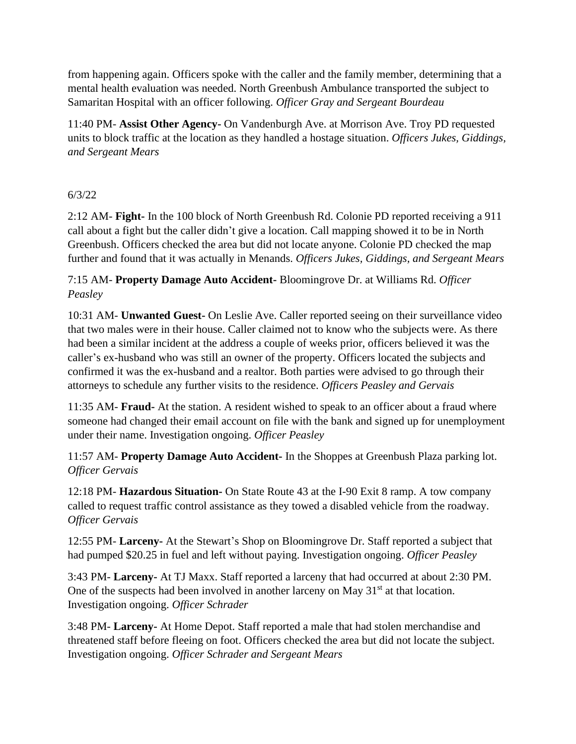from happening again. Officers spoke with the caller and the family member, determining that a mental health evaluation was needed. North Greenbush Ambulance transported the subject to Samaritan Hospital with an officer following. *Officer Gray and Sergeant Bourdeau*

11:40 PM- **Assist Other Agency-** On Vandenburgh Ave. at Morrison Ave. Troy PD requested units to block traffic at the location as they handled a hostage situation. *Officers Jukes, Giddings, and Sergeant Mears*

6/3/22

2:12 AM- **Fight-** In the 100 block of North Greenbush Rd. Colonie PD reported receiving a 911 call about a fight but the caller didn't give a location. Call mapping showed it to be in North Greenbush. Officers checked the area but did not locate anyone. Colonie PD checked the map further and found that it was actually in Menands. *Officers Jukes, Giddings, and Sergeant Mears*

7:15 AM- **Property Damage Auto Accident-** Bloomingrove Dr. at Williams Rd. *Officer Peasley*

10:31 AM- **Unwanted Guest-** On Leslie Ave. Caller reported seeing on their surveillance video that two males were in their house. Caller claimed not to know who the subjects were. As there had been a similar incident at the address a couple of weeks prior, officers believed it was the caller's ex-husband who was still an owner of the property. Officers located the subjects and confirmed it was the ex-husband and a realtor. Both parties were advised to go through their attorneys to schedule any further visits to the residence. *Officers Peasley and Gervais*

11:35 AM- **Fraud-** At the station. A resident wished to speak to an officer about a fraud where someone had changed their email account on file with the bank and signed up for unemployment under their name. Investigation ongoing. *Officer Peasley*

11:57 AM- **Property Damage Auto Accident-** In the Shoppes at Greenbush Plaza parking lot. *Officer Gervais*

12:18 PM- **Hazardous Situation-** On State Route 43 at the I-90 Exit 8 ramp. A tow company called to request traffic control assistance as they towed a disabled vehicle from the roadway. *Officer Gervais*

12:55 PM- **Larceny-** At the Stewart's Shop on Bloomingrove Dr. Staff reported a subject that had pumped $20.25 in fuel and left without paying. Investigation ongoing. *Officer Peasley*

3:43 PM- **Larceny-** At TJ Maxx. Staff reported a larceny that had occurred at about 2:30 PM. One of the suspects had been involved in another larceny on May 31st at that location. Investigation ongoing. *Officer Schrader*

3:48 PM- **Larceny-** At Home Depot. Staff reported a male that had stolen merchandise and threatened staff before fleeing on foot. Officers checked the area but did not locate the subject. Investigation ongoing. *Officer Schrader and Sergeant Mears*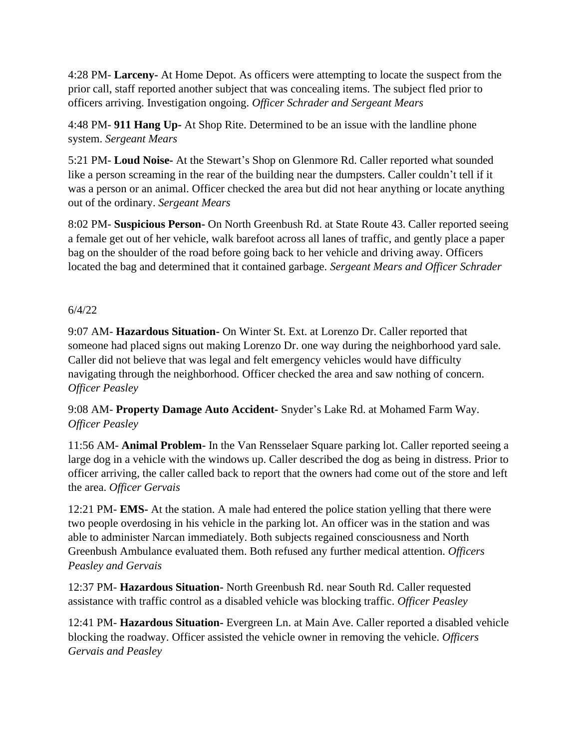4:28 PM- **Larceny-** At Home Depot. As officers were attempting to locate the suspect from the prior call, staff reported another subject that was concealing items. The subject fled prior to officers arriving. Investigation ongoing. *Officer Schrader and Sergeant Mears*

4:48 PM- **911 Hang Up-** At Shop Rite. Determined to be an issue with the landline phone system. *Sergeant Mears*

5:21 PM- **Loud Noise-** At the Stewart's Shop on Glenmore Rd. Caller reported what sounded like a person screaming in the rear of the building near the dumpsters. Caller couldn't tell if it was a person or an animal. Officer checked the area but did not hear anything or locate anything out of the ordinary. *Sergeant Mears*

8:02 PM- **Suspicious Person-** On North Greenbush Rd. at State Route 43. Caller reported seeing a female get out of her vehicle, walk barefoot across all lanes of traffic, and gently place a paper bag on the shoulder of the road before going back to her vehicle and driving away. Officers located the bag and determined that it contained garbage. *Sergeant Mears and Officer Schrader*

6/4/22

9:07 AM- **Hazardous Situation-** On Winter St. Ext. at Lorenzo Dr. Caller reported that someone had placed signs out making Lorenzo Dr. one way during the neighborhood yard sale. Caller did not believe that was legal and felt emergency vehicles would have difficulty navigating through the neighborhood. Officer checked the area and saw nothing of concern. *Officer Peasley*

9:08 AM- **Property Damage Auto Accident-** Snyder's Lake Rd. at Mohamed Farm Way. *Officer Peasley*

11:56 AM- **Animal Problem-** In the Van Rensselaer Square parking lot. Caller reported seeing a large dog in a vehicle with the windows up. Caller described the dog as being in distress. Prior to officer arriving, the caller called back to report that the owners had come out of the store and left the area. *Officer Gervais*

12:21 PM- **EMS-** At the station. A male had entered the police station yelling that there were two people overdosing in his vehicle in the parking lot. An officer was in the station and was able to administer Narcan immediately. Both subjects regained consciousness and North Greenbush Ambulance evaluated them. Both refused any further medical attention. *Officers Peasley and Gervais*

12:37 PM- **Hazardous Situation-** North Greenbush Rd. near South Rd. Caller requested assistance with traffic control as a disabled vehicle was blocking traffic. *Officer Peasley*

12:41 PM- **Hazardous Situation-** Evergreen Ln. at Main Ave. Caller reported a disabled vehicle blocking the roadway. Officer assisted the vehicle owner in removing the vehicle. *Officers Gervais and Peasley*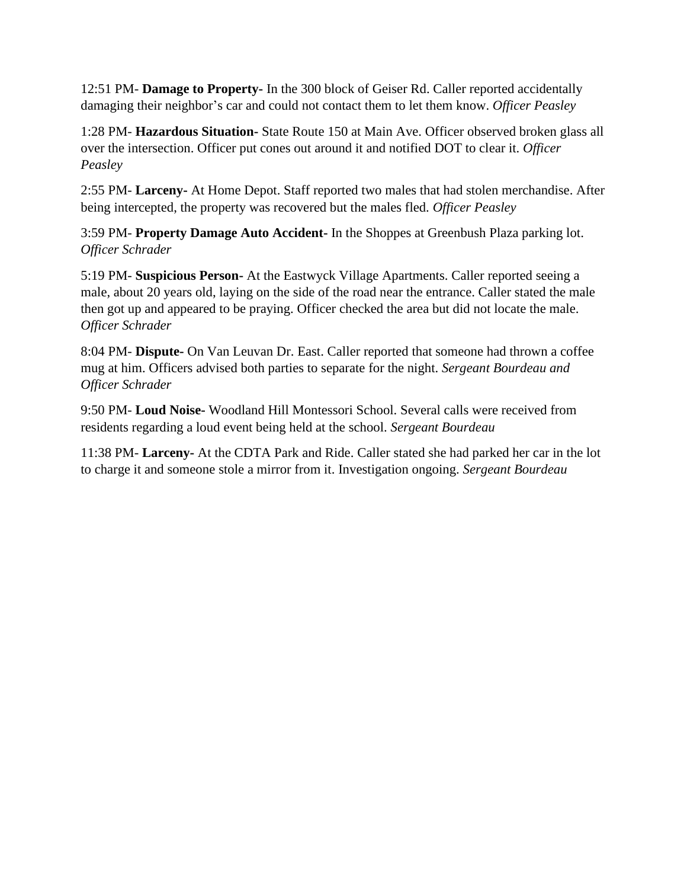12:51 PM- **Damage to Property-** In the 300 block of Geiser Rd. Caller reported accidentally damaging their neighbor's car and could not contact them to let them know. *Officer Peasley*

1:28 PM- **Hazardous Situation-** State Route 150 at Main Ave. Officer observed broken glass all over the intersection. Officer put cones out around it and notified DOT to clear it. *Officer Peasley*

2:55 PM- **Larceny-** At Home Depot. Staff reported two males that had stolen merchandise. After being intercepted, the property was recovered but the males fled. *Officer Peasley*

3:59 PM- **Property Damage Auto Accident-** In the Shoppes at Greenbush Plaza parking lot. *Officer Schrader*

5:19 PM- **Suspicious Person-** At the Eastwyck Village Apartments. Caller reported seeing a male, about 20 years old, laying on the side of the road near the entrance. Caller stated the male then got up and appeared to be praying. Officer checked the area but did not locate the male. *Officer Schrader*

8:04 PM- **Dispute-** On Van Leuvan Dr. East. Caller reported that someone had thrown a coffee mug at him. Officers advised both parties to separate for the night. *Sergeant Bourdeau and Officer Schrader*

9:50 PM- **Loud Noise-** Woodland Hill Montessori School. Several calls were received from residents regarding a loud event being held at the school. *Sergeant Bourdeau*

11:38 PM- **Larceny-** At the CDTA Park and Ride. Caller stated she had parked her car in the lot to charge it and someone stole a mirror from it. Investigation ongoing. *Sergeant Bourdeau*